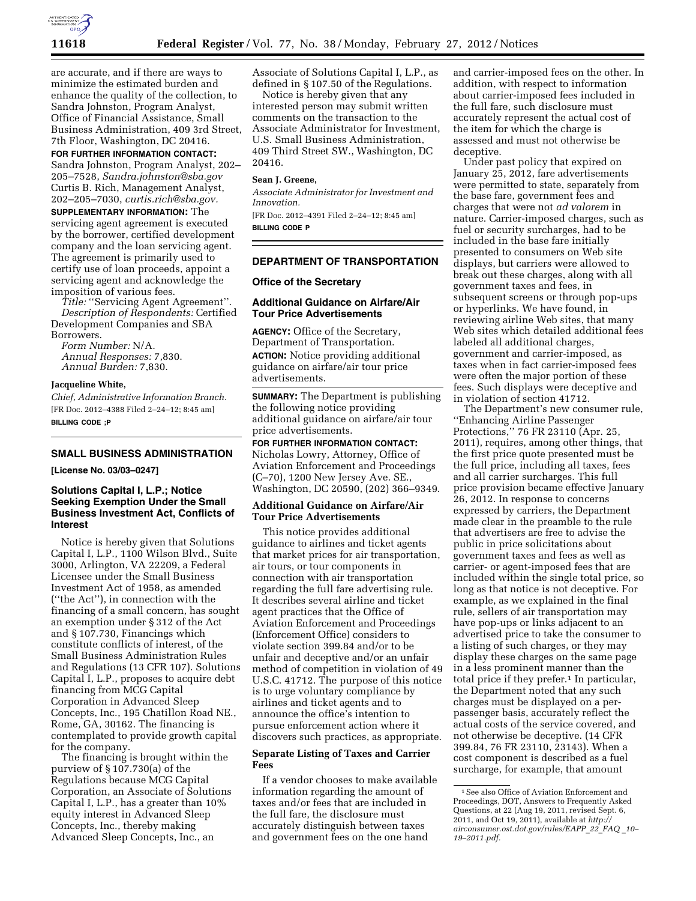are accurate, and if there are ways to minimize the estimated burden and enhance the quality of the collection, to Sandra Johnston, Program Analyst, Office of Financial Assistance, Small Business Administration, 409 3rd Street, 7th Floor, Washington, DC 20416.

**FOR FURTHER INFORMATION CONTACT:** Sandra Johnston, Program Analyst, 202–205–7528, *Sandra.johnston@sba.gov* Curtis B. Rich, Management Analyst, 202–205–7030, *curtis.rich@sba.gov.*

**SUPPLEMENTARY INFORMATION:** The servicing agent agreement is executed by the borrower, certified development company and the loan servicing agent. The agreement is primarily used to certify use of loan proceeds, appoint a servicing agent and acknowledge the imposition of various fees.

*Title:* ''Servicing Agent Agreement''.

*Description of Respondents:* Certified Development Companies and SBA Borrowers.

*Form Number:* N/A.

*Annual Responses:* 7,830.

*Annual Burden:* 7,830.

**Jacqueline White,**

*Chief, Administrative Information Branch.*

[FR Doc. 2012–4388 Filed 2–24–12; 8:45 am]

**BILLING CODE ;P**

## SMALL BUSINESS ADMINISTRATION

**[License No. 03/03–0247]**

### Solutions Capital I, L.P.; Notice Seeking Exemption Under the Small Business Investment Act, Conflicts of Interest

Notice is hereby given that Solutions Capital I, L.P., 1100 Wilson Blvd., Suite 3000, Arlington, VA 22209, a Federal Licensee under the Small Business Investment Act of 1958, as amended (''the Act''), in connection with the financing of a small concern, has sought an exemption under § 312 of the Act and § 107.730, Financings which constitute conflicts of interest, of the Small Business Administration Rules and Regulations (13 CFR 107). Solutions Capital I, L.P., proposes to acquire debt financing from MCG Capital Corporation in Advanced Sleep Concepts, Inc., 195 Chatillon Road NE., Rome, GA, 30162. The financing is contemplated to provide growth capital for the company.

The financing is brought within the purview of § 107.730(a) of the Regulations because MCG Capital Corporation, an Associate of Solutions Capital I, L.P., has a greater than 10% equity interest in Advanced Sleep Concepts, Inc., thereby making Advanced Sleep Concepts, Inc., an Associate of Solutions Capital I, L.P., as defined in § 107.50 of the Regulations.

Notice is hereby given that any interested person may submit written comments on the transaction to the Associate Administrator for Investment, U.S. Small Business Administration, 409 Third Street SW., Washington, DC 20416.

**Sean J. Greene,**

*Associate Administrator for Investment and Innovation.*

[FR Doc. 2012–4391 Filed 2–24–12; 8:45 am]

**BILLING CODE P**

## DEPARTMENT OF TRANSPORTATION

### Office of the Secretary

### Additional Guidance on Airfare/Air Tour Price Advertisements

**AGENCY:** Office of the Secretary, Department of Transportation.

**ACTION:** Notice providing additional guidance on airfare/air tour price advertisements.

**SUMMARY:** The Department is publishing the following notice providing additional guidance on airfare/air tour price advertisements.

**FOR FURTHER INFORMATION CONTACT:** Nicholas Lowry, Attorney, Office of Aviation Enforcement and Proceedings (C–70), 1200 New Jersey Ave. SE., Washington, DC 20590, (202) 366–9349.

### Additional Guidance on Airfare/Air Tour Price Advertisements

This notice provides additional guidance to airlines and ticket agents that market prices for air transportation, air tours, or tour components in connection with air transportation regarding the full fare advertising rule. It describes several airline and ticket agent practices that the Office of Aviation Enforcement and Proceedings (Enforcement Office) considers to violate section 399.84 and/or to be unfair and deceptive and/or an unfair method of competition in violation of 49 U.S.C. 41712. The purpose of this notice is to urge voluntary compliance by airlines and ticket agents and to announce the office's intention to pursue enforcement action where it discovers such practices, as appropriate.

### Separate Listing of Taxes and Carrier Fees

If a vendor chooses to make available information regarding the amount of taxes and/or fees that are included in the full fare, the disclosure must accurately distinguish between taxes and government fees on the one hand and carrier-imposed fees on the other. In addition, with respect to information about carrier-imposed fees included in the full fare, such disclosure must accurately represent the actual cost of the item for which the charge is assessed and must not otherwise be deceptive.

Under past policy that expired on January 25, 2012, fare advertisements were permitted to state, separately from the base fare, government fees and charges that were not *ad valorem* in nature. Carrier-imposed charges, such as fuel or security surcharges, had to be included in the base fare initially presented to consumers on Web site displays, but carriers were allowed to break out these charges, along with all government taxes and fees, in subsequent screens or through pop-ups or hyperlinks. We have found, in reviewing airline Web sites, that many Web sites which detailed additional fees labeled all additional charges, government and carrier-imposed, as taxes when in fact carrier-imposed fees were often the major portion of these fees. Such displays were deceptive and in violation of section 41712.

The Department's new consumer rule, ''Enhancing Airline Passenger Protections,'' 76 FR 23110 (Apr. 25, 2011), requires, among other things, that the first price quote presented must be the full price, including all taxes, fees and all carrier surcharges. This full price provision became effective January 26, 2012. In response to concerns expressed by carriers, the Department made clear in the preamble to the rule that advertisers are free to advise the public in price solicitations about government taxes and fees as well as carrier- or agent-imposed fees that are included within the single total price, so long as that notice is not deceptive. For example, as we explained in the final rule, sellers of air transportation may have pop-ups or links adjacent to an advertised price to take the consumer to a listing of such charges, or they may display these charges on the same page in a less prominent manner than the total price if they prefer.[1] In particular, the Department noted that any such charges must be displayed on a per-passenger basis, accurately reflect the actual costs of the service covered, and not otherwise be deceptive. (14 CFR 399.84, 76 FR 23110, 23143). When a cost component is described as a fuel surcharge, for example, that amount

[1] See also Office of Aviation Enforcement and Proceedings, DOT, Answers to Frequently Asked Questions, at 22 (Aug 19, 2011, revised Sept. 6, 2011, and Oct 19, 2011), available at *http://airconsumer.ost.dot.gov/rules/EAPP_22_FAQ_10–19–2011.pdf.*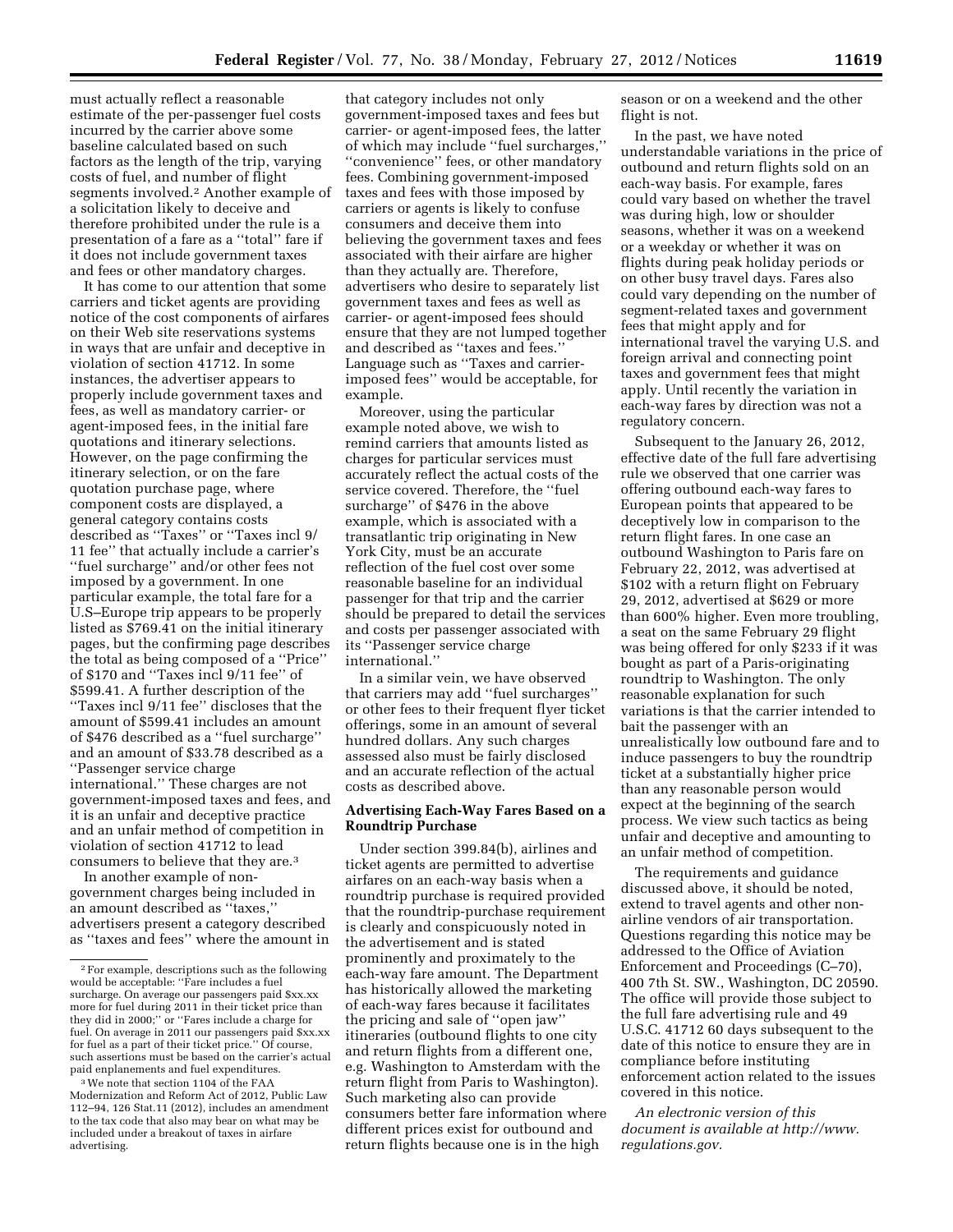must actually reflect a reasonable estimate of the per-passenger fuel costs incurred by the carrier above some baseline calculated based on such factors as the length of the trip, varying costs of fuel, and number of flight segments involved.[2] Another example of a solicitation likely to deceive and therefore prohibited under the rule is a presentation of a fare as a ''total'' fare if it does not include government taxes and fees or other mandatory charges.

It has come to our attention that some carriers and ticket agents are providing notice of the cost components of airfares on their Web site reservations systems in ways that are unfair and deceptive in violation of section 41712. In some instances, the advertiser appears to properly include government taxes and fees, as well as mandatory carrier- or agent-imposed fees, in the initial fare quotations and itinerary selections. However, on the page confirming the itinerary selection, or on the fare quotation purchase page, where component costs are displayed, a general category contains costs described as ''Taxes'' or ''Taxes incl 9/11 fee'' that actually include a carrier's ''fuel surcharge'' and/or other fees not imposed by a government. In one particular example, the total fare for a U.S–Europe trip appears to be properly listed as $769.41 on the initial itinerary pages, but the confirming page describes the total as being composed of a ''Price'' of $170 and ''Taxes incl 9/11 fee'' of $599.41. A further description of the ''Taxes incl 9/11 fee'' discloses that the amount of $599.41 includes an amount of $476 described as a ''fuel surcharge'' and an amount of $33.78 described as a ''Passenger service charge international.'' These charges are not government-imposed taxes and fees, and it is an unfair and deceptive practice and an unfair method of competition in violation of section 41712 to lead consumers to believe that they are.[3]

In another example of non-government charges being included in an amount described as ''taxes,'' advertisers present a category described as ''taxes and fees'' where the amount in that category includes not only government-imposed taxes and fees but carrier- or agent-imposed fees, the latter of which may include ''fuel surcharges,'' ''convenience'' fees, or other mandatory fees. Combining government-imposed taxes and fees with those imposed by carriers or agents is likely to confuse consumers and deceive them into believing the government taxes and fees associated with their airfare are higher than they actually are. Therefore, advertisers who desire to separately list government taxes and fees as well as carrier- or agent-imposed fees should ensure that they are not lumped together and described as ''taxes and fees.'' Language such as ''Taxes and carrier-imposed fees'' would be acceptable, for example.

Moreover, using the particular example noted above, we wish to remind carriers that amounts listed as charges for particular services must accurately reflect the actual costs of the service covered. Therefore, the ''fuel surcharge'' of $476 in the above example, which is associated with a transatlantic trip originating in New York City, must be an accurate reflection of the fuel cost over some reasonable baseline for an individual passenger for that trip and the carrier should be prepared to detail the services and costs per passenger associated with its ''Passenger service charge international.''

In a similar vein, we have observed that carriers may add ''fuel surcharges'' or other fees to their frequent flyer ticket offerings, some in an amount of several hundred dollars. Any such charges assessed also must be fairly disclosed and an accurate reflection of the actual costs as described above.

## Advertising Each-Way Fares Based on a Roundtrip Purchase

Under section 399.84(b), airlines and ticket agents are permitted to advertise airfares on an each-way basis when a roundtrip purchase is required provided that the roundtrip-purchase requirement is clearly and conspicuously noted in the advertisement and is stated prominently and proximately to the each-way fare amount. The Department has historically allowed the marketing of each-way fares because it facilitates the pricing and sale of ''open jaw'' itineraries (outbound flights to one city and return flights from a different one, e.g. Washington to Amsterdam with the return flight from Paris to Washington). Such marketing also can provide consumers better fare information where different prices exist for outbound and return flights because one is in the high season or on a weekend and the other flight is not.

In the past, we have noted understandable variations in the price of outbound and return flights sold on an each-way basis. For example, fares could vary based on whether the travel was during high, low or shoulder seasons, whether it was on a weekend or a weekday or whether it was on flights during peak holiday periods or on other busy travel days. Fares also could vary depending on the number of segment-related taxes and government fees that might apply and for international travel the varying U.S. and foreign arrival and connecting point taxes and government fees that might apply. Until recently the variation in each-way fares by direction was not a regulatory concern.

Subsequent to the January 26, 2012, effective date of the full fare advertising rule we observed that one carrier was offering outbound each-way fares to European points that appeared to be deceptively low in comparison to the return flight fares. In one case an outbound Washington to Paris fare on February 22, 2012, was advertised at $102 with a return flight on February 29, 2012, advertised at $629 or more than 600% higher. Even more troubling, a seat on the same February 29 flight was being offered for only $233 if it was bought as part of a Paris-originating roundtrip to Washington. The only reasonable explanation for such variations is that the carrier intended to bait the passenger with an unrealistically low outbound fare and to induce passengers to buy the roundtrip ticket at a substantially higher price than any reasonable person would expect at the beginning of the search process. We view such tactics as being unfair and deceptive and amounting to an unfair method of competition.

The requirements and guidance discussed above, it should be noted, extend to travel agents and other non-airline vendors of air transportation. Questions regarding this notice may be addressed to the Office of Aviation Enforcement and Proceedings (C–70), 400 7th St. SW., Washington, DC 20590. The office will provide those subject to the full fare advertising rule and 49 U.S.C. 41712 60 days subsequent to the date of this notice to ensure they are in compliance before instituting enforcement action related to the issues covered in this notice.

*An electronic version of this document is available at http://www.regulations.gov.*

---

[2] For example, descriptions such as the following would be acceptable: ''Fare includes a fuel surcharge. On average our passengers paid $xx.xx more for fuel during 2011 in their ticket price than they did in 2000;'' or ''Fares include a charge for fuel. On average in 2011 our passengers paid $xx.xx for fuel as a part of their ticket price.'' Of course, such assertions must be based on the carrier's actual paid enplanements and fuel expenditures.

[3] We note that section 1104 of the FAA Modernization and Reform Act of 2012, Public Law 112–94, 126 Stat.11 (2012), includes an amendment to the tax code that also may bear on what may be included under a breakout of taxes in airfare advertising.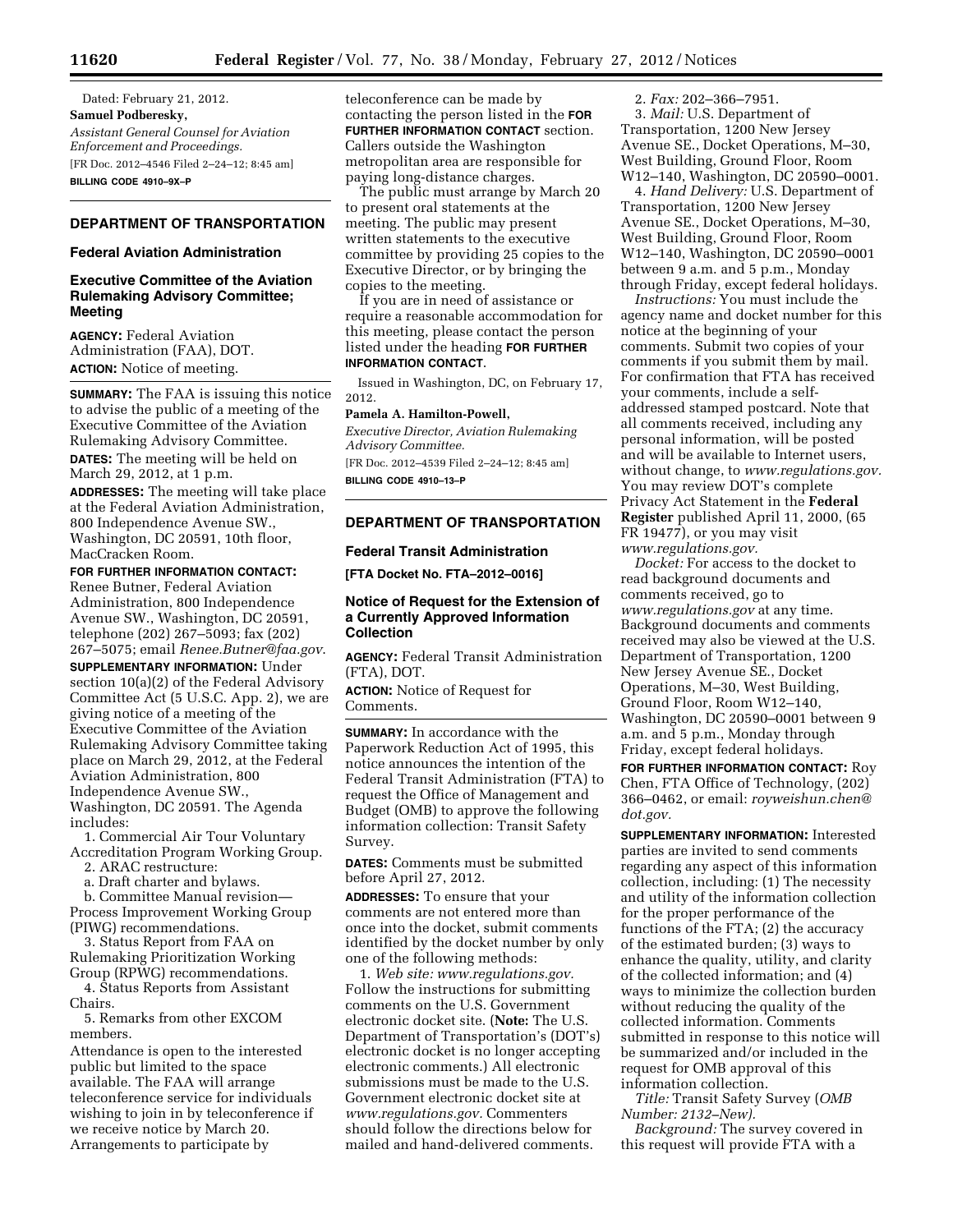Dated: February 21, 2012.

**Samuel Podberesky,**

*Assistant General Counsel for Aviation Enforcement and Proceedings.*

[FR Doc. 2012–4546 Filed 2–24–12; 8:45 am]

**BILLING CODE 4910–9X–P**

## DEPARTMENT OF TRANSPORTATION

### Federal Aviation Administration

### Executive Committee of the Aviation Rulemaking Advisory Committee; Meeting

**AGENCY:** Federal Aviation Administration (FAA), DOT.

**ACTION:** Notice of meeting.

**SUMMARY:** The FAA is issuing this notice to advise the public of a meeting of the Executive Committee of the Aviation Rulemaking Advisory Committee.

**DATES:** The meeting will be held on March 29, 2012, at 1 p.m.

**ADDRESSES:** The meeting will take place at the Federal Aviation Administration, 800 Independence Avenue SW., Washington, DC 20591, 10th floor, MacCracken Room.

**FOR FURTHER INFORMATION CONTACT:** Renee Butner, Federal Aviation Administration, 800 Independence Avenue SW., Washington, DC 20591, telephone (202) 267–5093; fax (202) 267–5075; email *Renee.Butner@faa.gov*.

**SUPPLEMENTARY INFORMATION:** Under section 10(a)(2) of the Federal Advisory Committee Act (5 U.S.C. App. 2), we are giving notice of a meeting of the Executive Committee of the Aviation Rulemaking Advisory Committee taking place on March 29, 2012, at the Federal Aviation Administration, 800 Independence Avenue SW., Washington, DC 20591. The Agenda includes:

1. Commercial Air Tour Voluntary Accreditation Program Working Group.
2. ARAC restructure:
   a. Draft charter and bylaws.
   b. Committee Manual revision—Process Improvement Working Group (PIWG) recommendations.
3. Status Report from FAA on Rulemaking Prioritization Working Group (RPWG) recommendations.
4. Status Reports from Assistant Chairs.
5. Remarks from other EXCOM members.

Attendance is open to the interested public but limited to the space available. The FAA will arrange teleconference service for individuals wishing to join in by teleconference if we receive notice by March 20. Arrangements to participate by teleconference can be made by contacting the person listed in the **FOR FURTHER INFORMATION CONTACT** section. Callers outside the Washington metropolitan area are responsible for paying long-distance charges.

The public must arrange by March 20 to present oral statements at the meeting. The public may present written statements to the executive committee by providing 25 copies to the Executive Director, or by bringing the copies to the meeting.

If you are in need of assistance or require a reasonable accommodation for this meeting, please contact the person listed under the heading **FOR FURTHER INFORMATION CONTACT**.

Issued in Washington, DC, on February 17, 2012.

**Pamela A. Hamilton-Powell,**

*Executive Director, Aviation Rulemaking Advisory Committee.*

[FR Doc. 2012–4539 Filed 2–24–12; 8:45 am]

**BILLING CODE 4910–13–P**

## DEPARTMENT OF TRANSPORTATION

### Federal Transit Administration

**[FTA Docket No. FTA–2012–0016]**

### Notice of Request for the Extension of a Currently Approved Information Collection

**AGENCY:** Federal Transit Administration (FTA), DOT.

**ACTION:** Notice of Request for Comments.

**SUMMARY:** In accordance with the Paperwork Reduction Act of 1995, this notice announces the intention of the Federal Transit Administration (FTA) to request the Office of Management and Budget (OMB) to approve the following information collection: Transit Safety Survey.

**DATES:** Comments must be submitted before April 27, 2012.

**ADDRESSES:** To ensure that your comments are not entered more than once into the docket, submit comments identified by the docket number by only one of the following methods:

1. *Web site: www.regulations.gov*. Follow the instructions for submitting comments on the U.S. Government electronic docket site. (**Note:** The U.S. Department of Transportation's (DOT's) electronic docket is no longer accepting electronic comments.) All electronic submissions must be made to the U.S. Government electronic docket site at *www.regulations.gov*. Commenters should follow the directions below for mailed and hand-delivered comments.
2. *Fax:* 202–366–7951.
3. *Mail:* U.S. Department of Transportation, 1200 New Jersey Avenue SE., Docket Operations, M–30, West Building, Ground Floor, Room W12–140, Washington, DC 20590–0001.
4. *Hand Delivery:* U.S. Department of Transportation, 1200 New Jersey Avenue SE., Docket Operations, M–30, West Building, Ground Floor, Room W12–140, Washington, DC 20590–0001 between 9 a.m. and 5 p.m., Monday through Friday, except federal holidays.

*Instructions:* You must include the agency name and docket number for this notice at the beginning of your comments. Submit two copies of your comments if you submit them by mail. For confirmation that FTA has received your comments, include a self-addressed stamped postcard. Note that all comments received, including any personal information, will be posted and will be available to Internet users, without change, to *www.regulations.gov*. You may review DOT's complete Privacy Act Statement in the **Federal Register** published April 11, 2000, (65 FR 19477), or you may visit *www.regulations.gov*.

*Docket:* For access to the docket to read background documents and comments received, go to *www.regulations.gov* at any time. Background documents and comments received may also be viewed at the U.S. Department of Transportation, 1200 New Jersey Avenue SE., Docket Operations, M–30, West Building, Ground Floor, Room W12–140, Washington, DC 20590–0001 between 9 a.m. and 5 p.m., Monday through Friday, except federal holidays.

**FOR FURTHER INFORMATION CONTACT:** Roy Chen, FTA Office of Technology, (202) 366–0462, or email: *royweishun.chen@dot.gov*.

**SUPPLEMENTARY INFORMATION:** Interested parties are invited to send comments regarding any aspect of this information collection, including: (1) The necessity and utility of the information collection for the proper performance of the functions of the FTA; (2) the accuracy of the estimated burden; (3) ways to enhance the quality, utility, and clarity of the collected information; and (4) ways to minimize the collection burden without reducing the quality of the collected information. Comments submitted in response to this notice will be summarized and/or included in the request for OMB approval of this information collection.

*Title:* Transit Safety Survey (*OMB Number: 2132–New).*

*Background:* The survey covered in this request will provide FTA with a